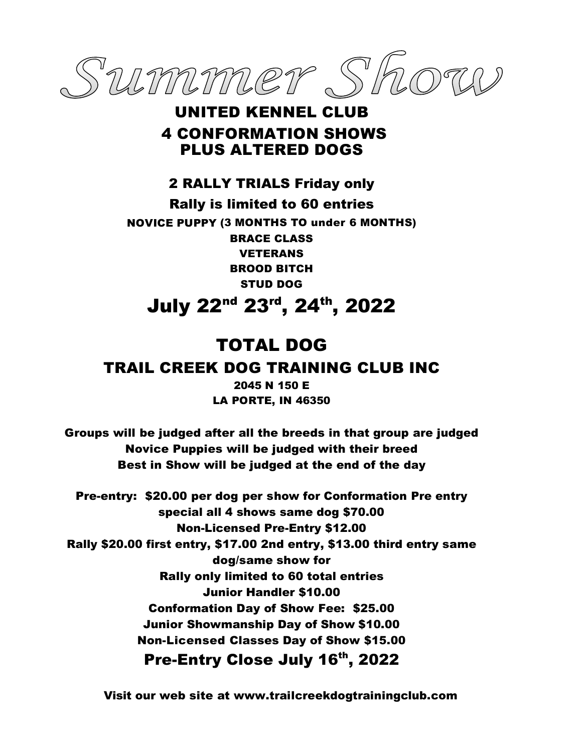# Summer Show

## UNITED KENNEL CLUB
## 4 CONFORMATION SHOWS
## PLUS ALTERED DOGS

**2 RALLY TRIALS Friday only**

**Rally is limited to 60 entries**

**NOVICE PUPPY (3 MONTHS TO under 6 MONTHS)**

**BRACE CLASS**

**VETERANS**

**BROOD BITCH**

**STUD DOG**

# July 22nd 23rd, 24th, 2022

# TOTAL DOG

## TRAIL CREEK DOG TRAINING CLUB INC

**2045 N 150 E**

**LA PORTE, IN 46350**

**Groups will be judged after all the breeds in that group are judged**

**Novice Puppies will be judged with their breed**

**Best in Show will be judged at the end of the day**

**Pre-entry: $20.00 per dog per show for Conformation Pre entry special all 4 shows same dog $70.00**

**Non-Licensed Pre-Entry $12.00**

**Rally $20.00 first entry, $17.00 2nd entry, $13.00 third entry same dog/same show for**

**Rally only limited to 60 total entries**

**Junior Handler $10.00**

**Conformation Day of Show Fee: $25.00**

**Junior Showmanship Day of Show $10.00**

**Non-Licensed Classes Day of Show $15.00**

## Pre-Entry Close July 16th, 2022

**Visit our web site at www.trailcreekdogtrainingclub.com**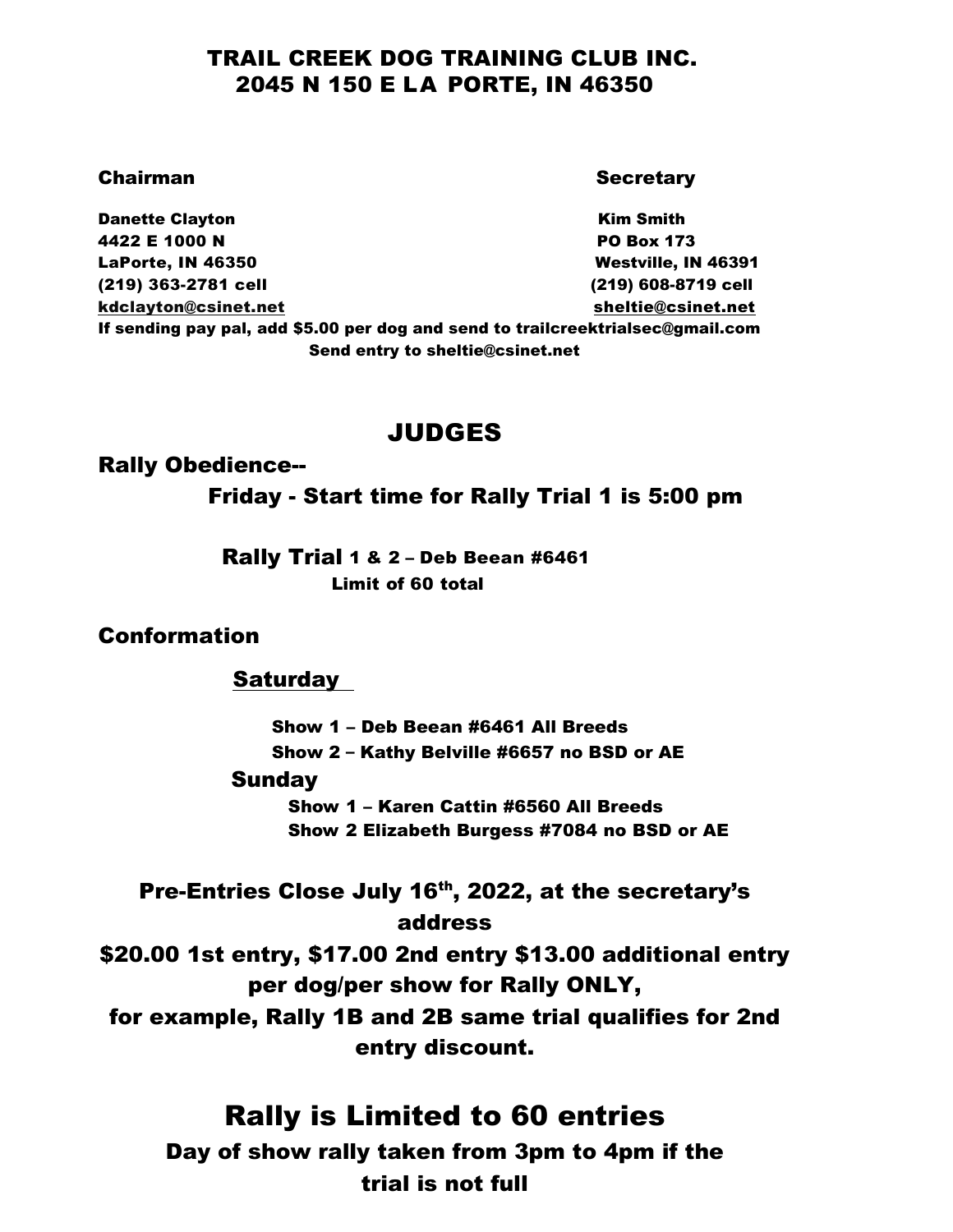# TRAIL CREEK DOG TRAINING CLUB INC.
## 2045 N 150 E LA PORTE, IN 46350

| **Chairman** | **Secretary** |
|---|---|
| **Danette Clayton** | **Kim Smith** |
| **4422 E 1000 N** | **PO Box 173** |
| **LaPorte, IN 46350** | **Westville, IN 46391** |
| **(219) 363-2781 cell** | **(219) 608-8719 cell** |
| **kdclayton@csinet.net** | **sheltie@csinet.net** |

**If sending pay pal, add $5.00 per dog and send to trailcreektrialsec@gmail.com**

**Send entry to sheltie@csinet.net**

## JUDGES

### Rally Obedience--

**Friday - Start time for Rally Trial 1 is 5:00 pm**

**Rally Trial 1 & 2 – Deb Beean #6461**
**Limit of 60 total**

### Conformation

**Saturday**

**Show 1 – Deb Beean #6461 All Breeds**
**Show 2 – Kathy Belville #6657 no BSD or AE**

**Sunday**

**Show 1 – Karen Cattin #6560 All Breeds**
**Show 2 Elizabeth Burgess #7084 no BSD or AE**

**Pre-Entries Close July 16th, 2022, at the secretary's address**

**$20.00 1st entry, $17.00 2nd entry $13.00 additional entry per dog/per show for Rally ONLY, for example, Rally 1B and 2B same trial qualifies for 2nd entry discount.**

## Rally is Limited to 60 entries

**Day of show rally taken from 3pm to 4pm if the trial is not full**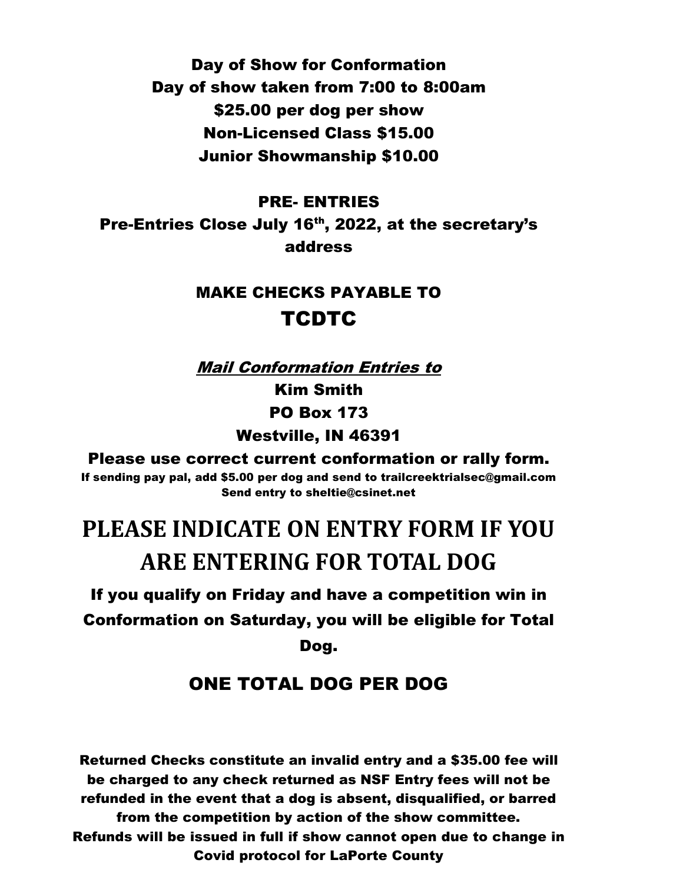**Day of Show for Conformation**

**Day of show taken from 7:00 to 8:00am**

**$25.00 per dog per show**

**Non-Licensed Class $15.00**

**Junior Showmanship $10.00**

**PRE- ENTRIES**

**Pre-Entries Close July 16th, 2022, at the secretary's address**

## MAKE CHECKS PAYABLE TO TCDTC

***Mail Conformation Entries to***

**Kim Smith**

**PO Box 173**

**Westville, IN 46391**

**Please use correct current conformation or rally form.**

**If sending pay pal, add $5.00 per dog and send to trailcreektrialsec@gmail.com**

**Send entry to sheltie@csinet.net**

# PLEASE INDICATE ON ENTRY FORM IF YOU ARE ENTERING FOR TOTAL DOG

**If you qualify on Friday and have a competition win in Conformation on Saturday, you will be eligible for Total Dog.**

## ONE TOTAL DOG PER DOG

**Returned Checks constitute an invalid entry and a $35.00 fee will be charged to any check returned as NSF Entry fees will not be refunded in the event that a dog is absent, disqualified, or barred from the competition by action of the show committee.**

**Refunds will be issued in full if show cannot open due to change in Covid protocol for LaPorte County**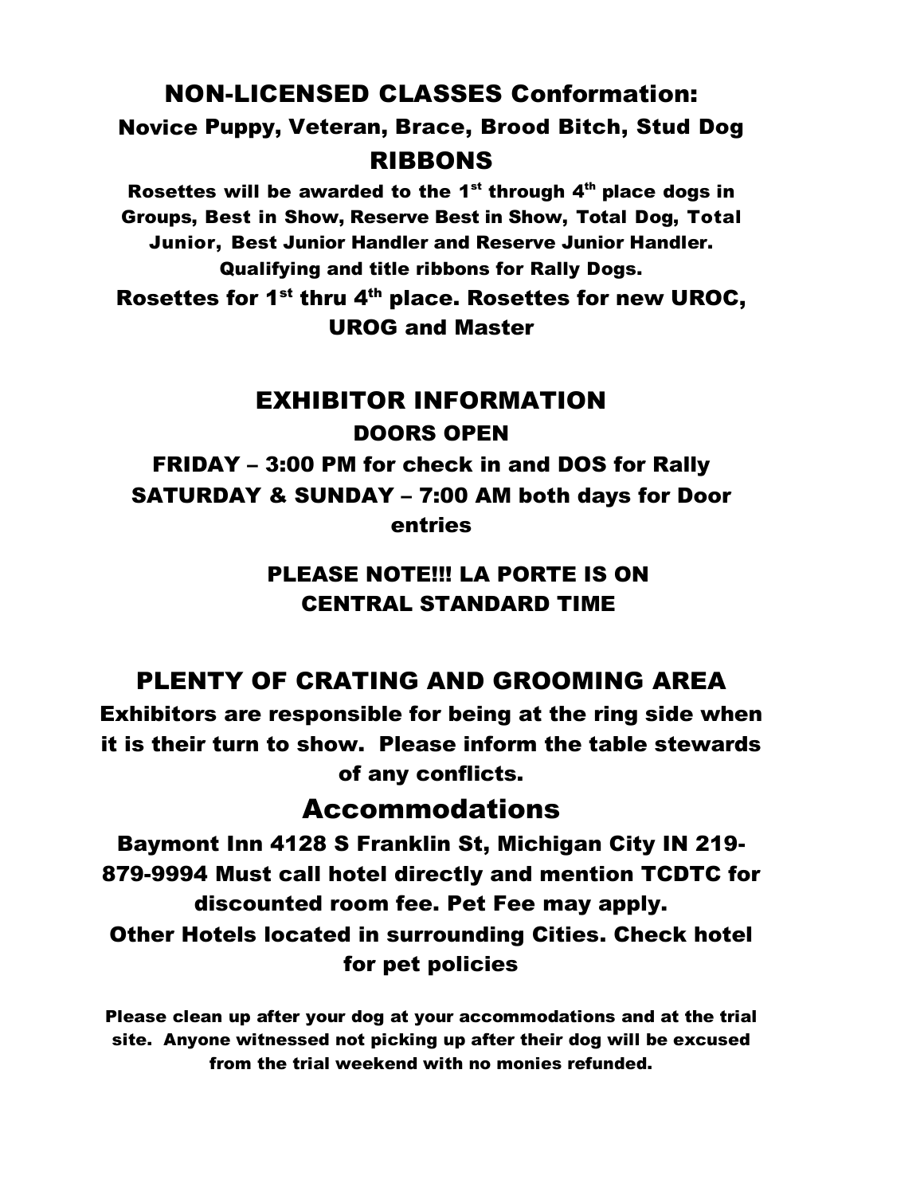## NON-LICENSED CLASSES Conformation:

### Novice Puppy, Veteran, Brace, Brood Bitch, Stud Dog

## RIBBONS

**Rosettes will be awarded to the 1st through 4th place dogs in Groups, Best in Show, Reserve Best in Show, Total Dog, Total Junior, Best Junior Handler and Reserve Junior Handler. Qualifying and title ribbons for Rally Dogs.**

**Rosettes for 1st thru 4th place. Rosettes for new UROC, UROG and Master**

## EXHIBITOR INFORMATION

### DOORS OPEN

**FRIDAY – 3:00 PM for check in and DOS for Rally**
**SATURDAY & SUNDAY – 7:00 AM both days for Door entries**

**PLEASE NOTE!!! LA PORTE IS ON CENTRAL STANDARD TIME**

## PLENTY OF CRATING AND GROOMING AREA

**Exhibitors are responsible for being at the ring side when it is their turn to show. Please inform the table stewards of any conflicts.**

## Accommodations

**Baymont Inn 4128 S Franklin St, Michigan City IN 219-879-9994 Must call hotel directly and mention TCDTC for discounted room fee. Pet Fee may apply.**
**Other Hotels located in surrounding Cities. Check hotel for pet policies**

**Please clean up after your dog at your accommodations and at the trial site. Anyone witnessed not picking up after their dog will be excused from the trial weekend with no monies refunded.**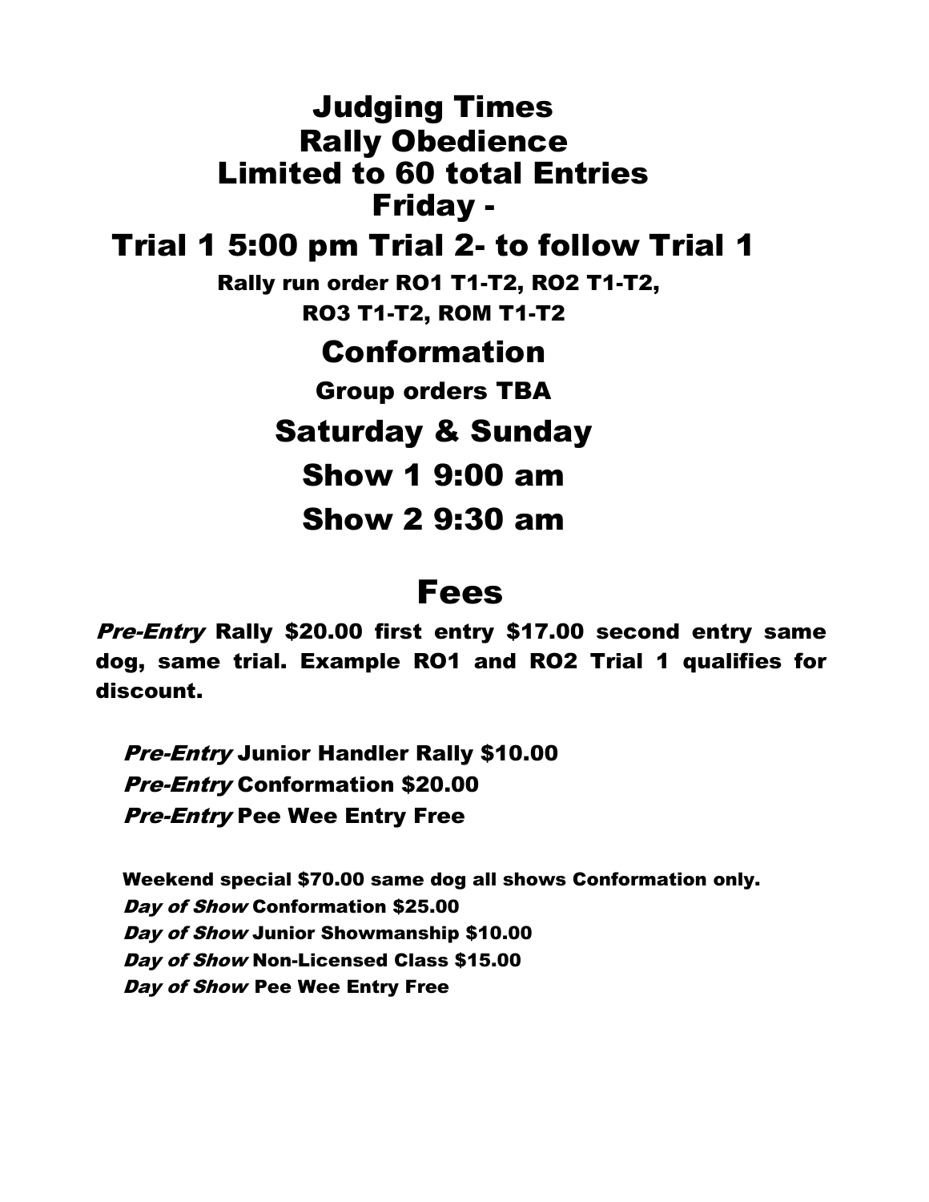# Judging Times

## Rally Obedience

## Limited to 60 total Entries

## Friday -

## Trial 1 5:00 pm Trial 2- to follow Trial 1

**Rally run order RO1 T1-T2, RO2 T1-T2, RO3 T1-T2, ROM T1-T2**

## Conformation

**Group orders TBA**

## Saturday & Sunday

## Show 1 9:00 am

## Show 2 9:30 am

# Fees

***Pre-Entry*** **Rally $20.00 first entry $17.00 second entry same dog, same trial. Example RO1 and RO2 Trial 1 qualifies for discount.**

***Pre-Entry*** **Junior Handler Rally $10.00**
***Pre-Entry*** **Conformation $20.00**
***Pre-Entry*** **Pee Wee Entry Free**

**Weekend special $70.00 same dog all shows Conformation only.**
***Day of Show*** **Conformation $25.00**
***Day of Show*** **Junior Showmanship $10.00**
***Day of Show*** **Non-Licensed Class $15.00**
***Day of Show*** **Pee Wee Entry Free**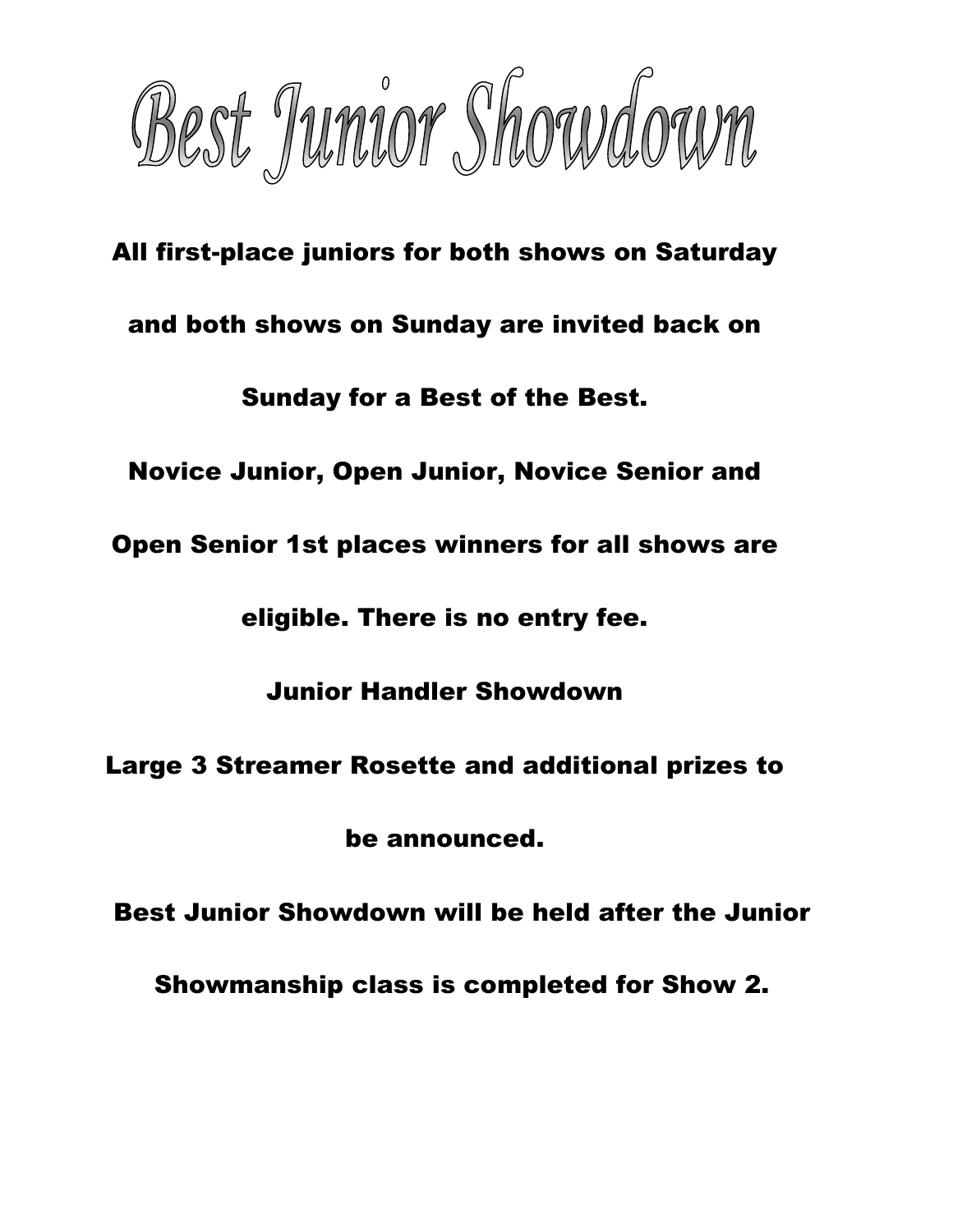# Best Junior Showdown

**All first-place juniors for both shows on Saturday and both shows on Sunday are invited back on Sunday for a Best of the Best.**

**Novice Junior, Open Junior, Novice Senior and Open Senior 1st places winners for all shows are eligible. There is no entry fee.**

**Junior Handler Showdown**

**Large 3 Streamer Rosette and additional prizes to be announced.**

**Best Junior Showdown will be held after the Junior Showmanship class is completed for Show 2.**